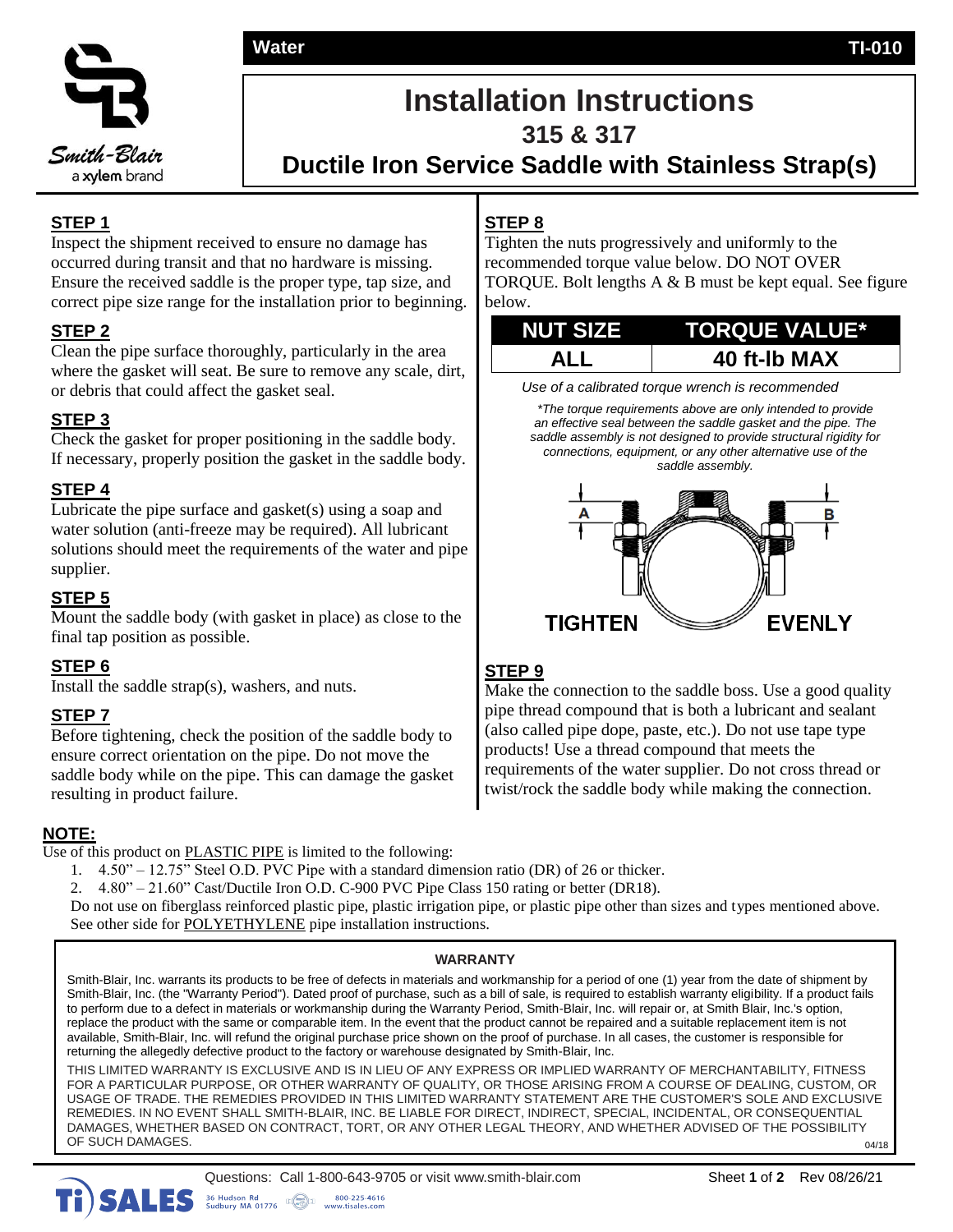Water TI-010

# Installation Instructions

## 315 & 317

## Ductile Iron Service Saddle with Stainless Strap(s)

### STEP 1

Inspect the shipment received to ensure no damage has occurred during transit and that no hardware is missing. Ensure the received saddle is the proper type, tap size, and correct pipe size range for the installation prior to beginning.

### STEP 2

Clean the pipe surface thoroughly, particularly in the area where the gasket will seat. Be sure to remove any scale, dirt, or debris that could affect the gasket seal.

### STEP 3

Check the gasket for proper positioning in the saddle body. If necessary, properly position the gasket in the saddle body.

### STEP 4

Lubricate the pipe surface and gasket(s) using a soap and water solution (anti-freeze may be required). All lubricant solutions should meet the requirements of the water and pipe supplier.

### STEP 5

Mount the saddle body (with gasket in place) as close to the final tap position as possible.

### STEP 6

Install the saddle strap(s), washers, and nuts.

### STEP 7

Before tightening, check the position of the saddle body to ensure correct orientation on the pipe. Do not move the saddle body while on the pipe. This can damage the gasket resulting in product failure.

### STEP 8

Tighten the nuts progressively and uniformly to the recommended torque value below. DO NOT OVER TORQUE. Bolt lengths A & B must be kept equal. See figure below.

| NUT SIZE | TORQUE VALUE* |
|---|---|
| ALL | 40 ft-lb MAX |

*Use of a calibrated torque wrench is recommended*

*\*The torque requirements above are only intended to provide an effective seal between the saddle gasket and the pipe. The saddle assembly is not designed to provide structural rigidity for connections, equipment, or any other alternative use of the saddle assembly.*

TIGHTEN EVENLY

### STEP 9

Make the connection to the saddle boss. Use a good quality pipe thread compound that is both a lubricant and sealant (also called pipe dope, paste, etc.). Do not use tape type products! Use a thread compound that meets the requirements of the water supplier. Do not cross thread or twist/rock the saddle body while making the connection.

### NOTE:

Use of this product on PLASTIC PIPE is limited to the following:

1. 4.50" – 12.75" Steel O.D. PVC Pipe with a standard dimension ratio (DR) of 26 or thicker.
2. 4.80" – 21.60" Cast/Ductile Iron O.D. C-900 PVC Pipe Class 150 rating or better (DR18).

Do not use on fiberglass reinforced plastic pipe, plastic irrigation pipe, or plastic pipe other than sizes and types mentioned above. See other side for POLYETHYLENE pipe installation instructions.

#### WARRANTY

Smith-Blair, Inc. warrants its products to be free of defects in materials and workmanship for a period of one (1) year from the date of shipment by Smith-Blair, Inc. (the "Warranty Period"). Dated proof of purchase, such as a bill of sale, is required to establish warranty eligibility. If a product fails to perform due to a defect in materials or workmanship during the Warranty Period, Smith-Blair, Inc. will repair or, at Smith Blair, Inc.'s option, replace the product with the same or comparable item. In the event that the product cannot be repaired and a suitable replacement item is not available, Smith-Blair, Inc. will refund the original purchase price shown on the proof of purchase. In all cases, the customer is responsible for returning the allegedly defective product to the factory or warehouse designated by Smith-Blair, Inc.

THIS LIMITED WARRANTY IS EXCLUSIVE AND IS IN LIEU OF ANY EXPRESS OR IMPLIED WARRANTY OF MERCHANTABILITY, FITNESS FOR A PARTICULAR PURPOSE, OR OTHER WARRANTY OF QUALITY, OR THOSE ARISING FROM A COURSE OF DEALING, CUSTOM, OR USAGE OF TRADE. THE REMEDIES PROVIDED IN THIS LIMITED WARRANTY STATEMENT ARE THE CUSTOMER'S SOLE AND EXCLUSIVE REMEDIES. IN NO EVENT SHALL SMITH-BLAIR, INC. BE LIABLE FOR DIRECT, INDIRECT, SPECIAL, INCIDENTAL, OR CONSEQUENTIAL DAMAGES, WHETHER BASED ON CONTRACT, TORT, OR ANY OTHER LEGAL THEORY, AND WHETHER ADVISED OF THE POSSIBILITY OF SUCH DAMAGES. 04/18

Questions: Call 1-800-643-9705 or visit www.smith-blair.com

Rev 08/26/21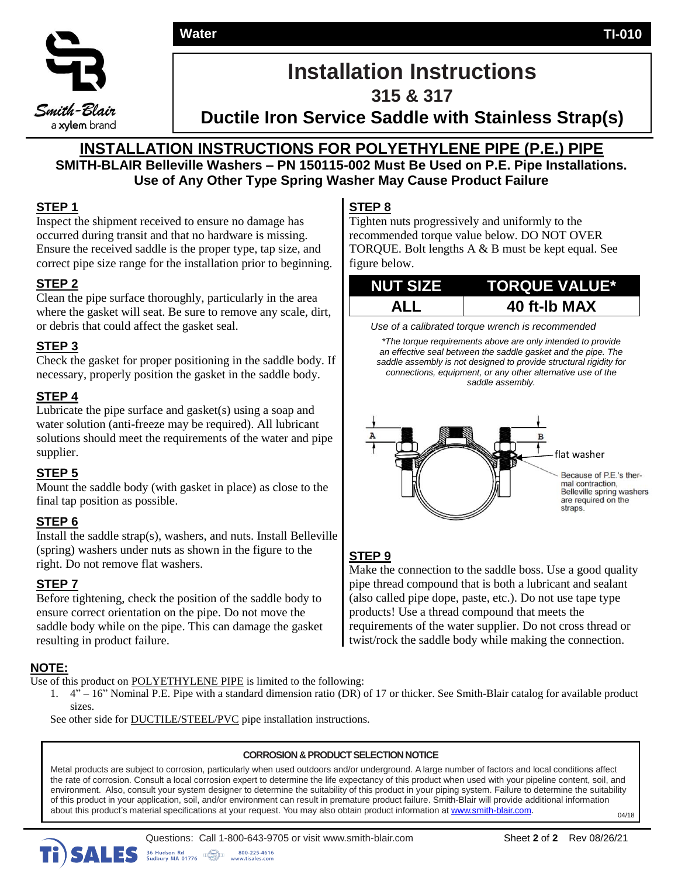Water TI-010

# Installation Instructions

## 315 & 317

## Ductile Iron Service Saddle with Stainless Strap(s)

## INSTALLATION INSTRUCTIONS FOR POLYETHYLENE PIPE (P.E.) PIPE

**SMITH-BLAIR Belleville Washers – PN 150115-002 Must Be Used on P.E. Pipe Installations. Use of Any Other Type Spring Washer May Cause Product Failure**

### STEP 1

Inspect the shipment received to ensure no damage has occurred during transit and that no hardware is missing. Ensure the received saddle is the proper type, tap size, and correct pipe size range for the installation prior to beginning.

### STEP 2

Clean the pipe surface thoroughly, particularly in the area where the gasket will seat. Be sure to remove any scale, dirt, or debris that could affect the gasket seal.

### STEP 3

Check the gasket for proper positioning in the saddle body. If necessary, properly position the gasket in the saddle body.

### STEP 4

Lubricate the pipe surface and gasket(s) using a soap and water solution (anti-freeze may be required). All lubricant solutions should meet the requirements of the water and pipe supplier.

### STEP 5

Mount the saddle body (with gasket in place) as close to the final tap position as possible.

### STEP 6

Install the saddle strap(s), washers, and nuts. Install Belleville (spring) washers under nuts as shown in the figure to the right. Do not remove flat washers.

### STEP 7

Before tightening, check the position of the saddle body to ensure correct orientation on the pipe. Do not move the saddle body while on the pipe. This can damage the gasket resulting in product failure.

### STEP 8

Tighten nuts progressively and uniformly to the recommended torque value below. DO NOT OVER TORQUE. Bolt lengths A & B must be kept equal. See figure below.

| NUT SIZE | TORQUE VALUE* |
|---|---|
| ALL | 40 ft-lb MAX |

*Use of a calibrated torque wrench is recommended*

*\*The torque requirements above are only intended to provide an effective seal between the saddle gasket and the pipe. The saddle assembly is not designed to provide structural rigidity for connections, equipment, or any other alternative use of the saddle assembly.*

A

B

flat washer

Because of P.E.'s thermal contraction, Belleville spring washers are required on the straps.

### STEP 9

Make the connection to the saddle boss. Use a good quality pipe thread compound that is both a lubricant and sealant (also called pipe dope, paste, etc.). Do not use tape type products! Use a thread compound that meets the requirements of the water supplier. Do not cross thread or twist/rock the saddle body while making the connection.

### NOTE:

Use of this product on POLYETHYLENE PIPE is limited to the following:

1. 4" – 16" Nominal P.E. Pipe with a standard dimension ratio (DR) of 17 or thicker. See Smith-Blair catalog for available product sizes.

See other side for DUCTILE/STEEL/PVC pipe installation instructions.

**CORROSION & PRODUCT SELECTION NOTICE**

Metal products are subject to corrosion, particularly when used outdoors and/or underground. A large number of factors and local conditions affect the rate of corrosion. Consult a local corrosion expert to determine the life expectancy of this product when used with your pipeline content, soil, and environment. Also, consult your system designer to determine the suitability of this product in your piping system. Failure to determine the suitability of this product in your application, soil, and/or environment can result in premature product failure. Smith-Blair will provide additional information about this product's material specifications at your request. You may also obtain product information at www.smith-blair.com.

04/18

Questions: Call 1-800-643-9705 or visit www.smith-blair.com

Rev 08/26/21

Ti SALES 36 Hudson Rd Sudbury MA 01776 800-225-4616 www.tisales.com